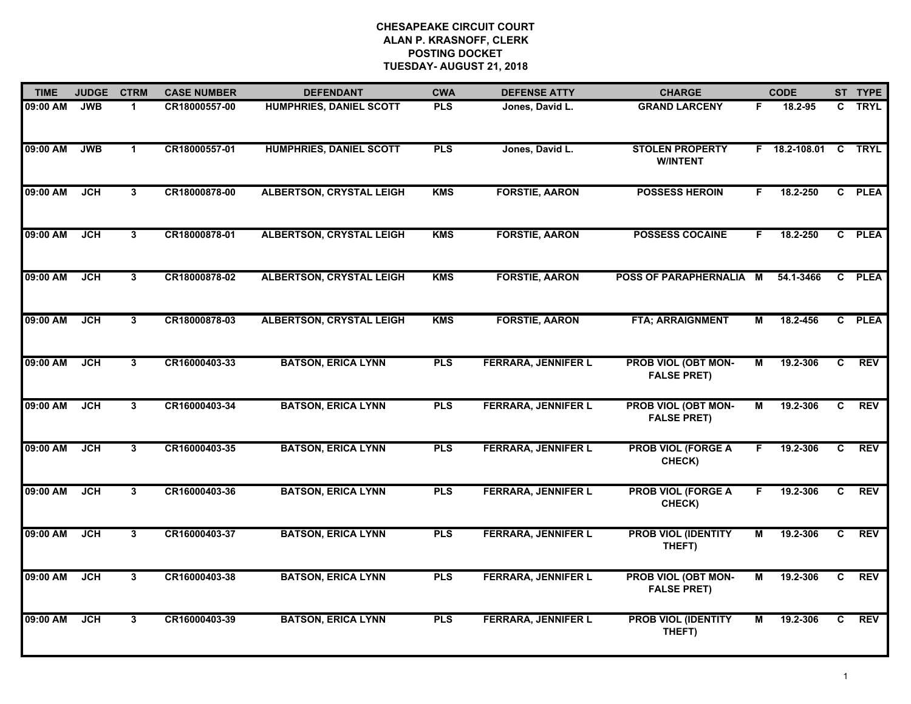# CHESAPEAKE CIRCUIT COURT
## ALAN P. KRASNOFF, CLERK
## POSTING DOCKET
## TUESDAY- AUGUST 21, 2018

| TIME | JUDGE | CTRM | CASE NUMBER | DEFENDANT | CWA | DEFENSE ATTY | CHARGE | | CODE | ST | TYPE |
|---|---|---|---|---|---|---|---|---|---|---|---|
| 09:00 AM | JWB | 1 | CR18000557-00 | HUMPHRIES, DANIEL SCOTT | PLS | Jones, David L. | GRAND LARCENY | F | 18.2-95 | C | TRYL |
| 09:00 AM | JWB | 1 | CR18000557-01 | HUMPHRIES, DANIEL SCOTT | PLS | Jones, David L. | STOLEN PROPERTY W/INTENT | F | 18.2-108.01 | C | TRYL |
| 09:00 AM | JCH | 3 | CR18000878-00 | ALBERTSON, CRYSTAL LEIGH | KMS | FORSTIE, AARON | POSSESS HEROIN | F | 18.2-250 | C | PLEA |
| 09:00 AM | JCH | 3 | CR18000878-01 | ALBERTSON, CRYSTAL LEIGH | KMS | FORSTIE, AARON | POSSESS COCAINE | F | 18.2-250 | C | PLEA |
| 09:00 AM | JCH | 3 | CR18000878-02 | ALBERTSON, CRYSTAL LEIGH | KMS | FORSTIE, AARON | POSS OF PARAPHERNALIA | M | 54.1-3466 | C | PLEA |
| 09:00 AM | JCH | 3 | CR18000878-03 | ALBERTSON, CRYSTAL LEIGH | KMS | FORSTIE, AARON | FTA; ARRAIGNMENT | M | 18.2-456 | C | PLEA |
| 09:00 AM | JCH | 3 | CR16000403-33 | BATSON, ERICA LYNN | PLS | FERRARA, JENNIFER L | PROB VIOL (OBT MON-FALSE PRET) | M | 19.2-306 | C | REV |
| 09:00 AM | JCH | 3 | CR16000403-34 | BATSON, ERICA LYNN | PLS | FERRARA, JENNIFER L | PROB VIOL (OBT MON-FALSE PRET) | M | 19.2-306 | C | REV |
| 09:00 AM | JCH | 3 | CR16000403-35 | BATSON, ERICA LYNN | PLS | FERRARA, JENNIFER L | PROB VIOL (FORGE A CHECK) | F | 19.2-306 | C | REV |
| 09:00 AM | JCH | 3 | CR16000403-36 | BATSON, ERICA LYNN | PLS | FERRARA, JENNIFER L | PROB VIOL (FORGE A CHECK) | F | 19.2-306 | C | REV |
| 09:00 AM | JCH | 3 | CR16000403-37 | BATSON, ERICA LYNN | PLS | FERRARA, JENNIFER L | PROB VIOL (IDENTITY THEFT) | M | 19.2-306 | C | REV |
| 09:00 AM | JCH | 3 | CR16000403-38 | BATSON, ERICA LYNN | PLS | FERRARA, JENNIFER L | PROB VIOL (OBT MON-FALSE PRET) | M | 19.2-306 | C | REV |
| 09:00 AM | JCH | 3 | CR16000403-39 | BATSON, ERICA LYNN | PLS | FERRARA, JENNIFER L | PROB VIOL (IDENTITY THEFT) | M | 19.2-306 | C | REV |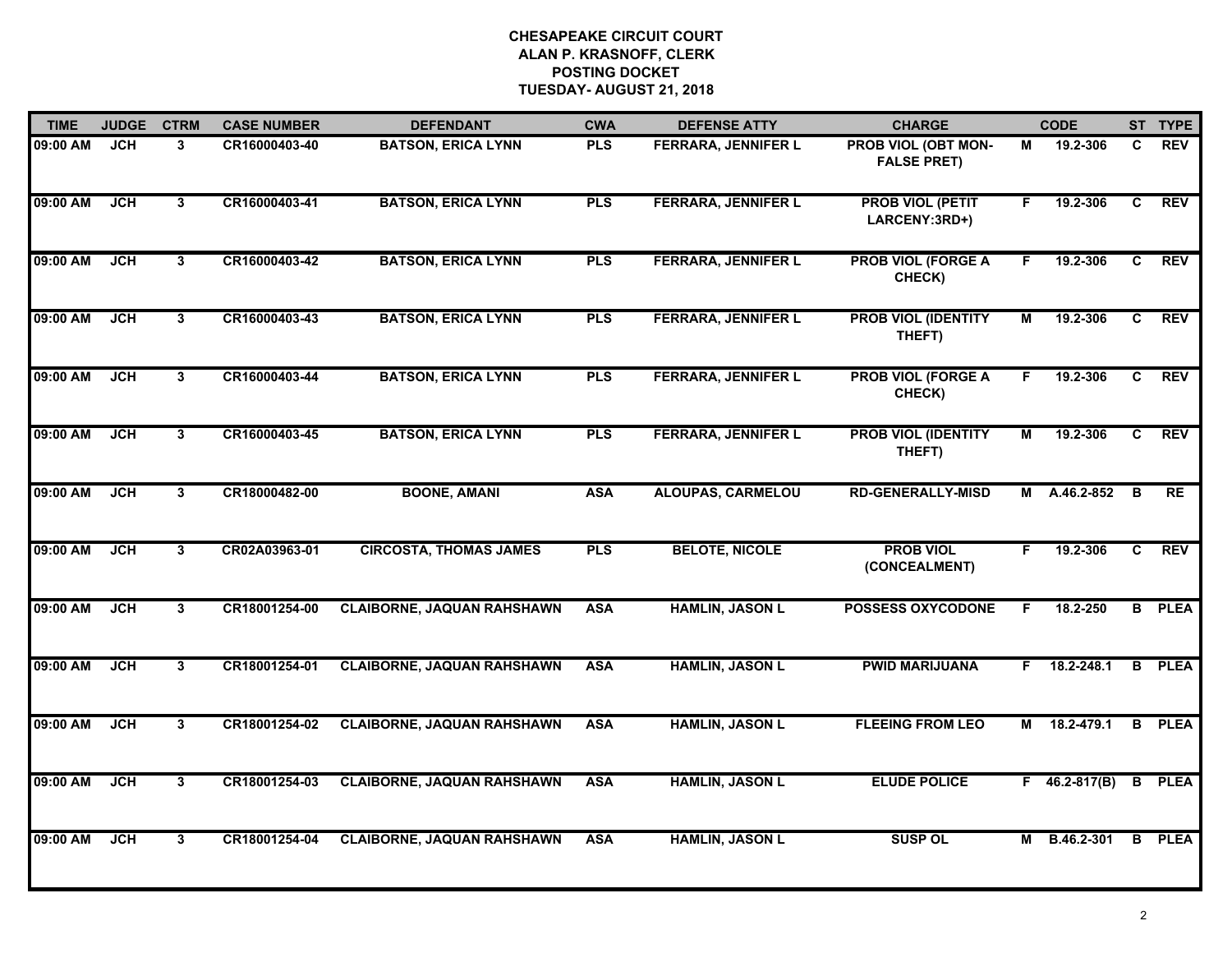**CHESAPEAKE CIRCUIT COURT**
**ALAN P. KRASNOFF, CLERK**
**POSTING DOCKET**
**TUESDAY- AUGUST 21, 2018**

| TIME | JUDGE | CTRM | CASE NUMBER | DEFENDANT | CWA | DEFENSE ATTY | CHARGE | | CODE | ST | TYPE |
|---|---|---|---|---|---|---|---|---|---|---|---|
| 09:00 AM | JCH | 3 | CR16000403-40 | BATSON, ERICA LYNN | PLS | FERRARA, JENNIFER L | PROB VIOL (OBT MON-FALSE PRET) | M | 19.2-306 | C | REV |
| 09:00 AM | JCH | 3 | CR16000403-41 | BATSON, ERICA LYNN | PLS | FERRARA, JENNIFER L | PROB VIOL (PETIT LARCENY:3RD+) | F | 19.2-306 | C | REV |
| 09:00 AM | JCH | 3 | CR16000403-42 | BATSON, ERICA LYNN | PLS | FERRARA, JENNIFER L | PROB VIOL (FORGE A CHECK) | F | 19.2-306 | C | REV |
| 09:00 AM | JCH | 3 | CR16000403-43 | BATSON, ERICA LYNN | PLS | FERRARA, JENNIFER L | PROB VIOL (IDENTITY THEFT) | M | 19.2-306 | C | REV |
| 09:00 AM | JCH | 3 | CR16000403-44 | BATSON, ERICA LYNN | PLS | FERRARA, JENNIFER L | PROB VIOL (FORGE A CHECK) | F | 19.2-306 | C | REV |
| 09:00 AM | JCH | 3 | CR16000403-45 | BATSON, ERICA LYNN | PLS | FERRARA, JENNIFER L | PROB VIOL (IDENTITY THEFT) | M | 19.2-306 | C | REV |
| 09:00 AM | JCH | 3 | CR18000482-00 | BOONE, AMANI | ASA | ALOUPAS, CARMELOU | RD-GENERALLY-MISD | M | A.46.2-852 | B | RE |
| 09:00 AM | JCH | 3 | CR02A03963-01 | CIRCOSTA, THOMAS JAMES | PLS | BELOTE, NICOLE | PROB VIOL (CONCEALMENT) | F | 19.2-306 | C | REV |
| 09:00 AM | JCH | 3 | CR18001254-00 | CLAIBORNE, JAQUAN RAHSHAWN | ASA | HAMLIN, JASON L | POSSESS OXYCODONE | F | 18.2-250 | B | PLEA |
| 09:00 AM | JCH | 3 | CR18001254-01 | CLAIBORNE, JAQUAN RAHSHAWN | ASA | HAMLIN, JASON L | PWID MARIJUANA | F | 18.2-248.1 | B | PLEA |
| 09:00 AM | JCH | 3 | CR18001254-02 | CLAIBORNE, JAQUAN RAHSHAWN | ASA | HAMLIN, JASON L | FLEEING FROM LEO | M | 18.2-479.1 | B | PLEA |
| 09:00 AM | JCH | 3 | CR18001254-03 | CLAIBORNE, JAQUAN RAHSHAWN | ASA | HAMLIN, JASON L | ELUDE POLICE | F | 46.2-817(B) | B | PLEA |
| 09:00 AM | JCH | 3 | CR18001254-04 | CLAIBORNE, JAQUAN RAHSHAWN | ASA | HAMLIN, JASON L | SUSP OL | M | B.46.2-301 | B | PLEA |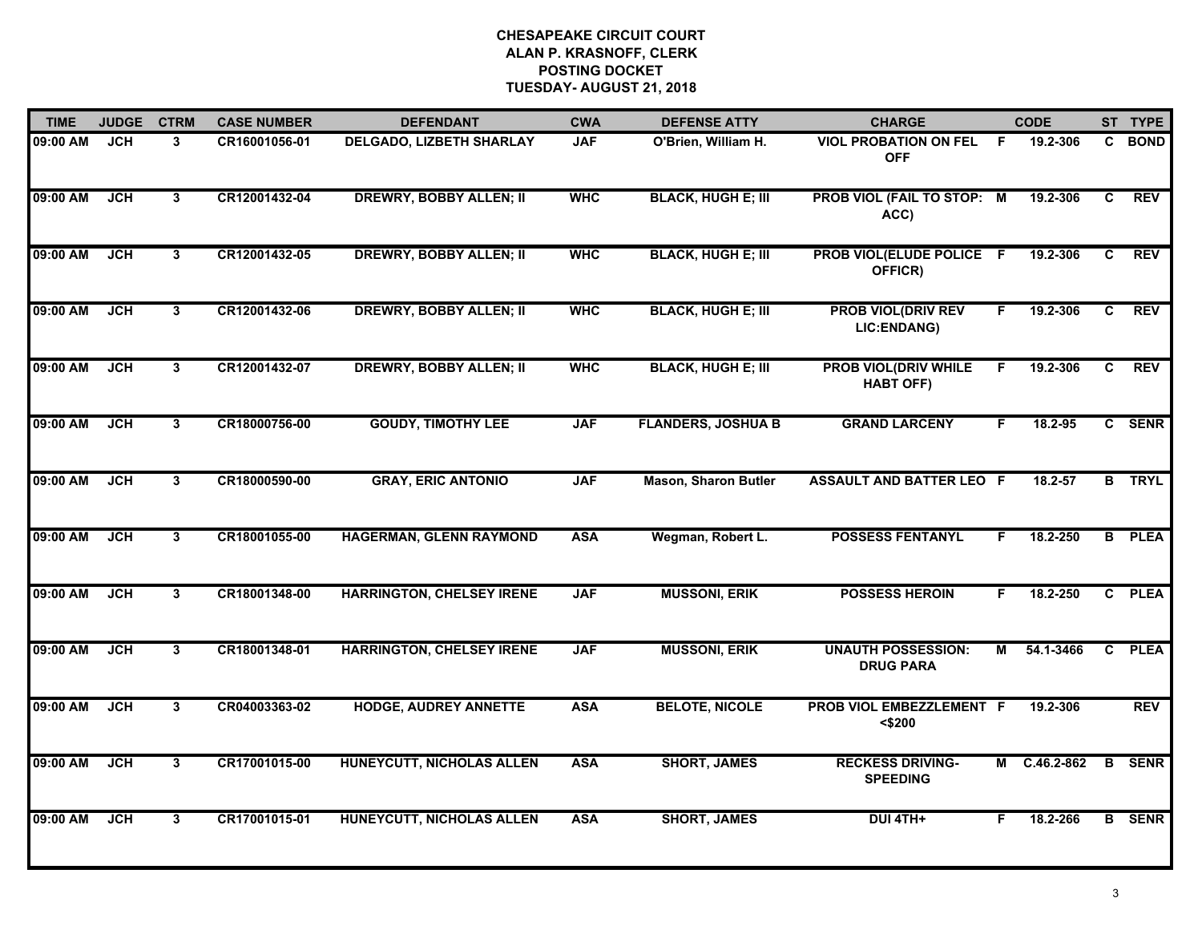**CHESAPEAKE CIRCUIT COURT**
**ALAN P. KRASNOFF, CLERK**
**POSTING DOCKET**
**TUESDAY- AUGUST 21, 2018**

| TIME | JUDGE | CTRM | CASE NUMBER | DEFENDANT | CWA | DEFENSE ATTY | CHARGE | | CODE | ST | TYPE |
|---|---|---|---|---|---|---|---|---|---|---|---|
| 09:00 AM | JCH | 3 | CR16001056-01 | DELGADO, LIZBETH SHARLAY | JAF | O'Brien, William H. | VIOL PROBATION ON FEL OFF | F | 19.2-306 | C | BOND |
| 09:00 AM | JCH | 3 | CR12001432-04 | DREWRY, BOBBY ALLEN; II | WHC | BLACK, HUGH E; III | PROB VIOL (FAIL TO STOP: ACC) | M | 19.2-306 | C | REV |
| 09:00 AM | JCH | 3 | CR12001432-05 | DREWRY, BOBBY ALLEN; II | WHC | BLACK, HUGH E; III | PROB VIOL(ELUDE POLICE OFFICR) | F | 19.2-306 | C | REV |
| 09:00 AM | JCH | 3 | CR12001432-06 | DREWRY, BOBBY ALLEN; II | WHC | BLACK, HUGH E; III | PROB VIOL(DRIV REV LIC:ENDANG) | F | 19.2-306 | C | REV |
| 09:00 AM | JCH | 3 | CR12001432-07 | DREWRY, BOBBY ALLEN; II | WHC | BLACK, HUGH E; III | PROB VIOL(DRIV WHILE HABT OFF) | F | 19.2-306 | C | REV |
| 09:00 AM | JCH | 3 | CR18000756-00 | GOUDY, TIMOTHY LEE | JAF | FLANDERS, JOSHUA B | GRAND LARCENY | F | 18.2-95 | C | SENR |
| 09:00 AM | JCH | 3 | CR18000590-00 | GRAY, ERIC ANTONIO | JAF | Mason, Sharon Butler | ASSAULT AND BATTER LEO | F | 18.2-57 | B | TRYL |
| 09:00 AM | JCH | 3 | CR18001055-00 | HAGERMAN, GLENN RAYMOND | ASA | Wegman, Robert L. | POSSESS FENTANYL | F | 18.2-250 | B | PLEA |
| 09:00 AM | JCH | 3 | CR18001348-00 | HARRINGTON, CHELSEY IRENE | JAF | MUSSONI, ERIK | POSSESS HEROIN | F | 18.2-250 | C | PLEA |
| 09:00 AM | JCH | 3 | CR18001348-01 | HARRINGTON, CHELSEY IRENE | JAF | MUSSONI, ERIK | UNAUTH POSSESSION: DRUG PARA | M | 54.1-3466 | C | PLEA |
| 09:00 AM | JCH | 3 | CR04003363-02 | HODGE, AUDREY ANNETTE | ASA | BELOTE, NICOLE | PROB VIOL EMBEZZLEMENT <$200 | F | 19.2-306 | | REV |
| 09:00 AM | JCH | 3 | CR17001015-00 | HUNEYCUTT, NICHOLAS ALLEN | ASA | SHORT, JAMES | RECKESS DRIVING-SPEEDING | M | C.46.2-862 | B | SENR |
| 09:00 AM | JCH | 3 | CR17001015-01 | HUNEYCUTT, NICHOLAS ALLEN | ASA | SHORT, JAMES | DUI 4TH+ | F | 18.2-266 | B | SENR |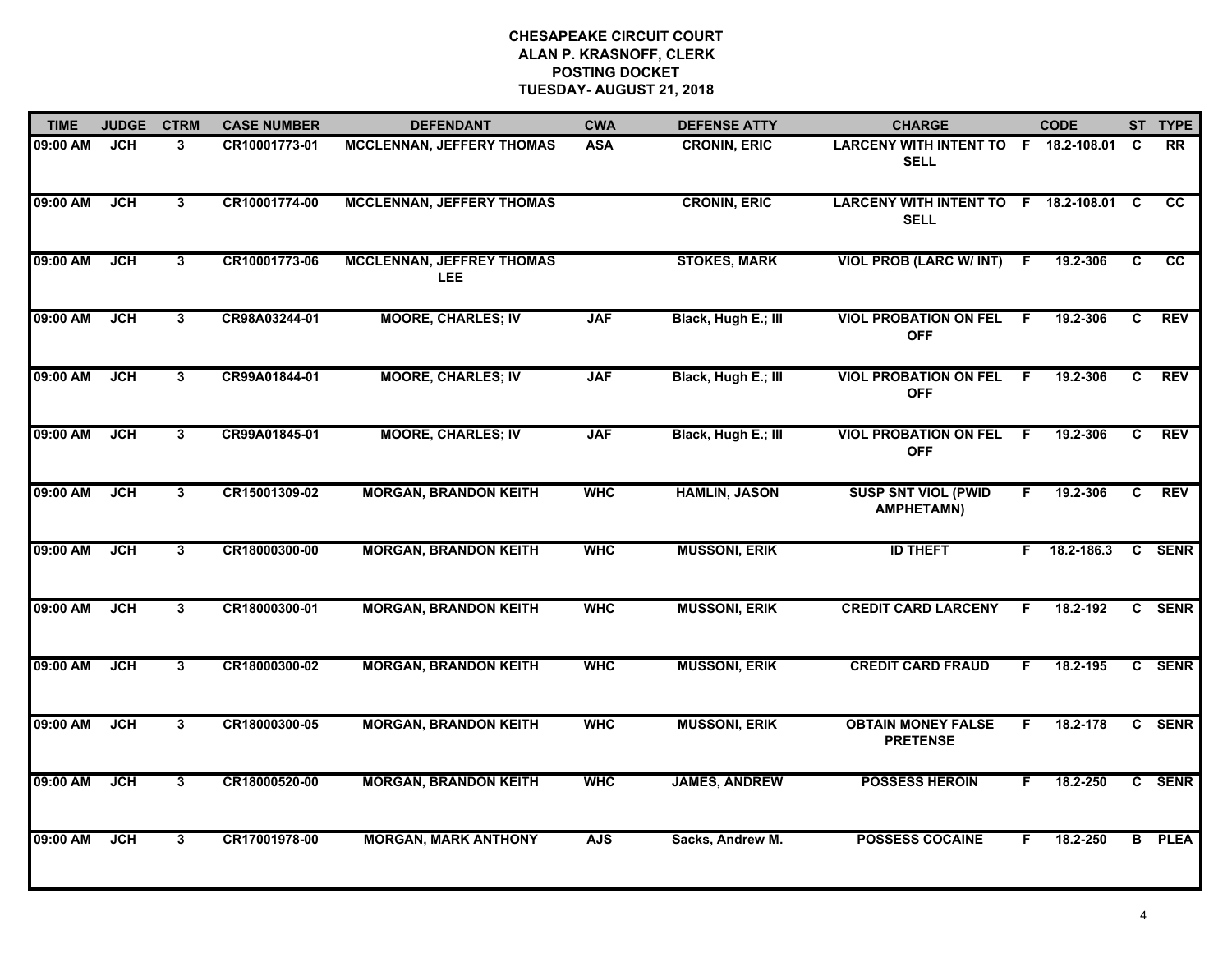**CHESAPEAKE CIRCUIT COURT**
**ALAN P. KRASNOFF, CLERK**
**POSTING DOCKET**
**TUESDAY- AUGUST 21, 2018**

| TIME | JUDGE | CTRM | CASE NUMBER | DEFENDANT | CWA | DEFENSE ATTY | CHARGE | | CODE | ST | TYPE |
|---|---|---|---|---|---|---|---|---|---|---|---|
| 09:00 AM | JCH | 3 | CR10001773-01 | MCCLENNAN, JEFFERY THOMAS | ASA | CRONIN, ERIC | LARCENY WITH INTENT TO SELL | F | 18.2-108.01 | C | RR |
| 09:00 AM | JCH | 3 | CR10001774-00 | MCCLENNAN, JEFFERY THOMAS | | CRONIN, ERIC | LARCENY WITH INTENT TO SELL | F | 18.2-108.01 | C | CC |
| 09:00 AM | JCH | 3 | CR10001773-06 | MCCLENNAN, JEFFREY THOMAS LEE | | STOKES, MARK | VIOL PROB (LARC W/ INT) | F | 19.2-306 | C | CC |
| 09:00 AM | JCH | 3 | CR98A03244-01 | MOORE, CHARLES; IV | JAF | Black, Hugh E.; III | VIOL PROBATION ON FEL OFF | F | 19.2-306 | C | REV |
| 09:00 AM | JCH | 3 | CR99A01844-01 | MOORE, CHARLES; IV | JAF | Black, Hugh E.; III | VIOL PROBATION ON FEL OFF | F | 19.2-306 | C | REV |
| 09:00 AM | JCH | 3 | CR99A01845-01 | MOORE, CHARLES; IV | JAF | Black, Hugh E.; III | VIOL PROBATION ON FEL OFF | F | 19.2-306 | C | REV |
| 09:00 AM | JCH | 3 | CR15001309-02 | MORGAN, BRANDON KEITH | WHC | HAMLIN, JASON | SUSP SNT VIOL (PWID AMPHETAMN) | F | 19.2-306 | C | REV |
| 09:00 AM | JCH | 3 | CR18000300-00 | MORGAN, BRANDON KEITH | WHC | MUSSONI, ERIK | ID THEFT | F | 18.2-186.3 | C | SENR |
| 09:00 AM | JCH | 3 | CR18000300-01 | MORGAN, BRANDON KEITH | WHC | MUSSONI, ERIK | CREDIT CARD LARCENY | F | 18.2-192 | C | SENR |
| 09:00 AM | JCH | 3 | CR18000300-02 | MORGAN, BRANDON KEITH | WHC | MUSSONI, ERIK | CREDIT CARD FRAUD | F | 18.2-195 | C | SENR |
| 09:00 AM | JCH | 3 | CR18000300-05 | MORGAN, BRANDON KEITH | WHC | MUSSONI, ERIK | OBTAIN MONEY FALSE PRETENSE | F | 18.2-178 | C | SENR |
| 09:00 AM | JCH | 3 | CR18000520-00 | MORGAN, BRANDON KEITH | WHC | JAMES, ANDREW | POSSESS HEROIN | F | 18.2-250 | C | SENR |
| 09:00 AM | JCH | 3 | CR17001978-00 | MORGAN, MARK ANTHONY | AJS | Sacks, Andrew M. | POSSESS COCAINE | F | 18.2-250 | B | PLEA |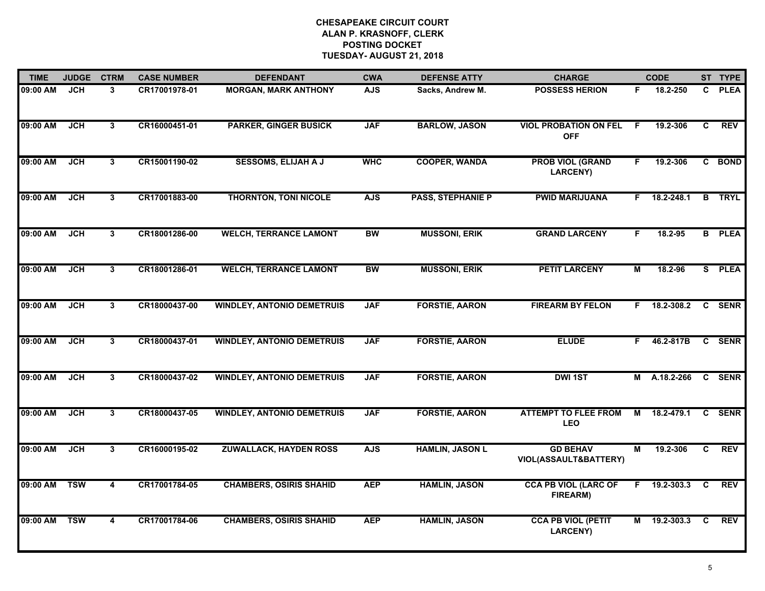# CHESAPEAKE CIRCUIT COURT
## ALAN P. KRASNOFF, CLERK
## POSTING DOCKET
## TUESDAY- AUGUST 21, 2018

| TIME | JUDGE | CTRM | CASE NUMBER | DEFENDANT | CWA | DEFENSE ATTY | CHARGE | | CODE | ST | TYPE |
|---|---|---|---|---|---|---|---|---|---|---|---|
| 09:00 AM | JCH | 3 | CR17001978-01 | MORGAN, MARK ANTHONY | AJS | Sacks, Andrew M. | POSSESS HERION | F | 18.2-250 | C | PLEA |
| 09:00 AM | JCH | 3 | CR16000451-01 | PARKER, GINGER BUSICK | JAF | BARLOW, JASON | VIOL PROBATION ON FEL OFF | F | 19.2-306 | C | REV |
| 09:00 AM | JCH | 3 | CR15001190-02 | SESSOMS, ELIJAH A J | WHC | COOPER, WANDA | PROB VIOL (GRAND LARCENY) | F | 19.2-306 | C | BOND |
| 09:00 AM | JCH | 3 | CR17001883-00 | THORNTON, TONI NICOLE | AJS | PASS, STEPHANIE P | PWID MARIJUANA | F | 18.2-248.1 | B | TRYL |
| 09:00 AM | JCH | 3 | CR18001286-00 | WELCH, TERRANCE LAMONT | BW | MUSSONI, ERIK | GRAND LARCENY | F | 18.2-95 | B | PLEA |
| 09:00 AM | JCH | 3 | CR18001286-01 | WELCH, TERRANCE LAMONT | BW | MUSSONI, ERIK | PETIT LARCENY | M | 18.2-96 | S | PLEA |
| 09:00 AM | JCH | 3 | CR18000437-00 | WINDLEY, ANTONIO DEMETRUIS | JAF | FORSTIE, AARON | FIREARM BY FELON | F | 18.2-308.2 | C | SENR |
| 09:00 AM | JCH | 3 | CR18000437-01 | WINDLEY, ANTONIO DEMETRUIS | JAF | FORSTIE, AARON | ELUDE | F | 46.2-817B | C | SENR |
| 09:00 AM | JCH | 3 | CR18000437-02 | WINDLEY, ANTONIO DEMETRUIS | JAF | FORSTIE, AARON | DWI 1ST | M | A.18.2-266 | C | SENR |
| 09:00 AM | JCH | 3 | CR18000437-05 | WINDLEY, ANTONIO DEMETRUIS | JAF | FORSTIE, AARON | ATTEMPT TO FLEE FROM LEO | M | 18.2-479.1 | C | SENR |
| 09:00 AM | JCH | 3 | CR16000195-02 | ZUWALLACK, HAYDEN ROSS | AJS | HAMLIN, JASON L | GD BEHAV VIOL(ASSAULT&BATTERY) | M | 19.2-306 | C | REV |
| 09:00 AM | TSW | 4 | CR17001784-05 | CHAMBERS, OSIRIS SHAHID | AEP | HAMLIN, JASON | CCA PB VIOL (LARC OF FIREARM) | F | 19.2-303.3 | C | REV |
| 09:00 AM | TSW | 4 | CR17001784-06 | CHAMBERS, OSIRIS SHAHID | AEP | HAMLIN, JASON | CCA PB VIOL (PETIT LARCENY) | M | 19.2-303.3 | C | REV |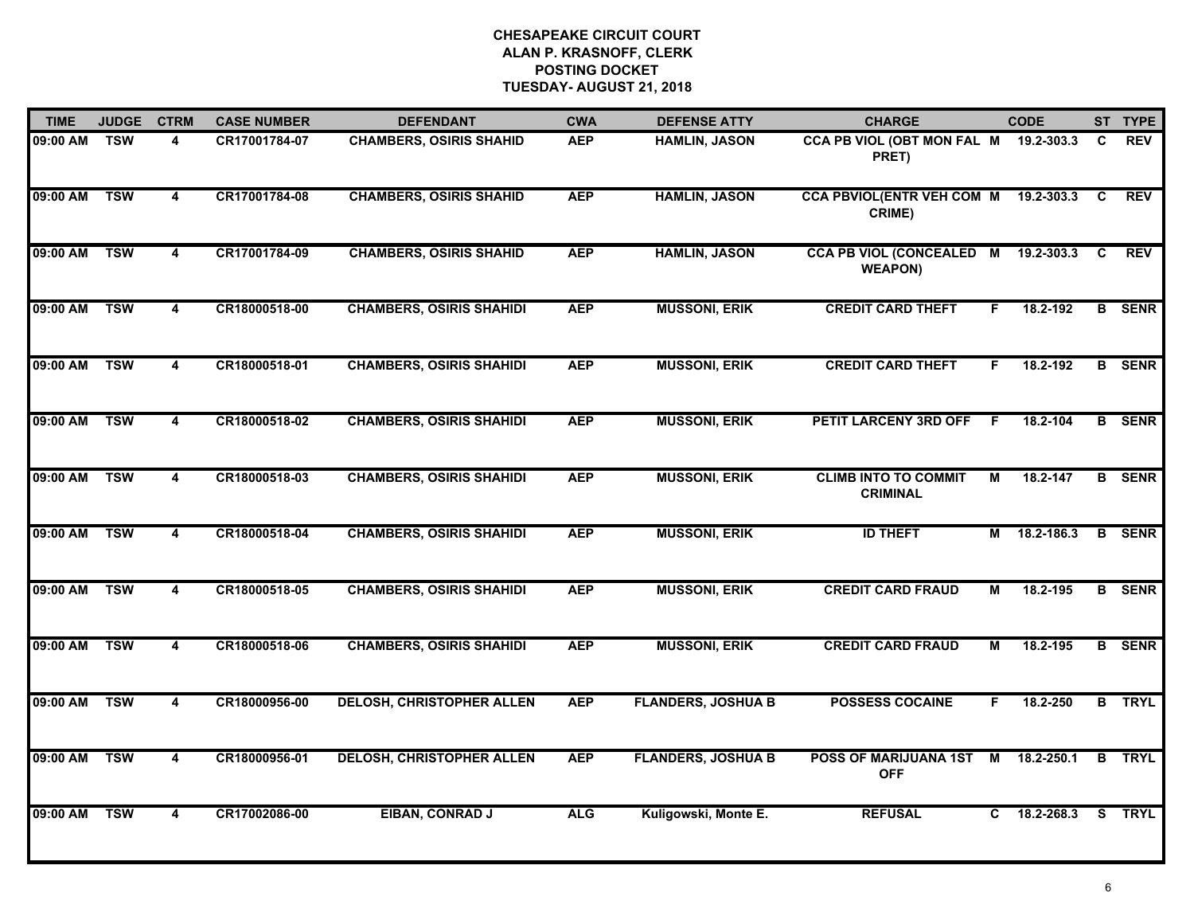**CHESAPEAKE CIRCUIT COURT**
**ALAN P. KRASNOFF, CLERK**
**POSTING DOCKET**
**TUESDAY- AUGUST 21, 2018**

| TIME | JUDGE | CTRM | CASE NUMBER | DEFENDANT | CWA | DEFENSE ATTY | CHARGE | | CODE | ST | TYPE |
|---|---|---|---|---|---|---|---|---|---|---|---|
| 09:00 AM | TSW | 4 | CR17001784-07 | CHAMBERS, OSIRIS SHAHID | AEP | HAMLIN, JASON | CCA PB VIOL (OBT MON FAL PRET) | M | 19.2-303.3 | C | REV |
| 09:00 AM | TSW | 4 | CR17001784-08 | CHAMBERS, OSIRIS SHAHID | AEP | HAMLIN, JASON | CCA PBVIOL(ENTR VEH COM CRIME) | M | 19.2-303.3 | C | REV |
| 09:00 AM | TSW | 4 | CR17001784-09 | CHAMBERS, OSIRIS SHAHID | AEP | HAMLIN, JASON | CCA PB VIOL (CONCEALED WEAPON) | M | 19.2-303.3 | C | REV |
| 09:00 AM | TSW | 4 | CR18000518-00 | CHAMBERS, OSIRIS SHAHIDI | AEP | MUSSONI, ERIK | CREDIT CARD THEFT | F | 18.2-192 | B | SENR |
| 09:00 AM | TSW | 4 | CR18000518-01 | CHAMBERS, OSIRIS SHAHIDI | AEP | MUSSONI, ERIK | CREDIT CARD THEFT | F | 18.2-192 | B | SENR |
| 09:00 AM | TSW | 4 | CR18000518-02 | CHAMBERS, OSIRIS SHAHIDI | AEP | MUSSONI, ERIK | PETIT LARCENY 3RD OFF | F | 18.2-104 | B | SENR |
| 09:00 AM | TSW | 4 | CR18000518-03 | CHAMBERS, OSIRIS SHAHIDI | AEP | MUSSONI, ERIK | CLIMB INTO TO COMMIT CRIMINAL | M | 18.2-147 | B | SENR |
| 09:00 AM | TSW | 4 | CR18000518-04 | CHAMBERS, OSIRIS SHAHIDI | AEP | MUSSONI, ERIK | ID THEFT | M | 18.2-186.3 | B | SENR |
| 09:00 AM | TSW | 4 | CR18000518-05 | CHAMBERS, OSIRIS SHAHIDI | AEP | MUSSONI, ERIK | CREDIT CARD FRAUD | M | 18.2-195 | B | SENR |
| 09:00 AM | TSW | 4 | CR18000518-06 | CHAMBERS, OSIRIS SHAHIDI | AEP | MUSSONI, ERIK | CREDIT CARD FRAUD | M | 18.2-195 | B | SENR |
| 09:00 AM | TSW | 4 | CR18000956-00 | DELOSH, CHRISTOPHER ALLEN | AEP | FLANDERS, JOSHUA B | POSSESS COCAINE | F | 18.2-250 | B | TRYL |
| 09:00 AM | TSW | 4 | CR18000956-01 | DELOSH, CHRISTOPHER ALLEN | AEP | FLANDERS, JOSHUA B | POSS OF MARIJUANA 1ST OFF | M | 18.2-250.1 | B | TRYL |
| 09:00 AM | TSW | 4 | CR17002086-00 | EIBAN, CONRAD J | ALG | Kuligowski, Monte E. | REFUSAL | C | 18.2-268.3 | S | TRYL |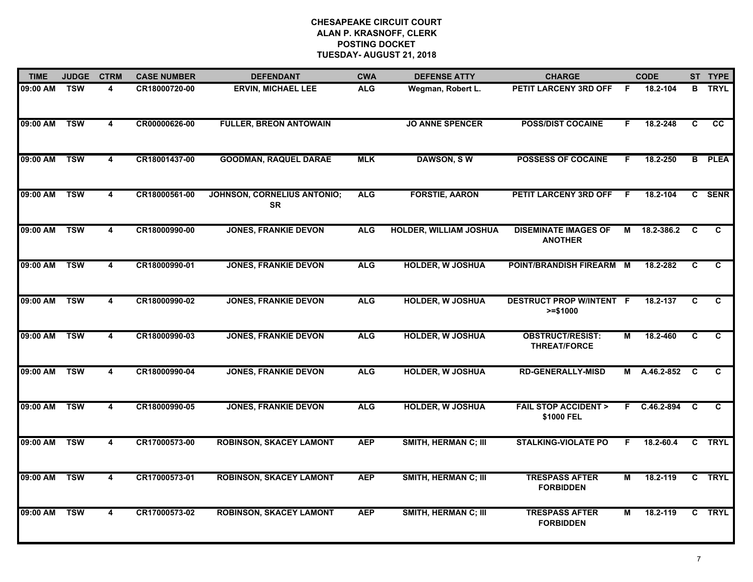# CHESAPEAKE CIRCUIT COURT
## ALAN P. KRASNOFF, CLERK
## POSTING DOCKET
## TUESDAY- AUGUST 21, 2018

| TIME | JUDGE | CTRM | CASE NUMBER | DEFENDANT | CWA | DEFENSE ATTY | CHARGE | | CODE | ST | TYPE |
|---|---|---|---|---|---|---|---|---|---|---|---|
| 09:00 AM | TSW | 4 | CR18000720-00 | ERVIN, MICHAEL LEE | ALG | Wegman, Robert L. | PETIT LARCENY 3RD OFF | F | 18.2-104 | B | TRYL |
| 09:00 AM | TSW | 4 | CR00000626-00 | FULLER, BREON ANTOWAIN | | JO ANNE SPENCER | POSS/DIST COCAINE | F | 18.2-248 | C | CC |
| 09:00 AM | TSW | 4 | CR18001437-00 | GOODMAN, RAQUEL DARAE | MLK | DAWSON, S W | POSSESS OF COCAINE | F | 18.2-250 | B | PLEA |
| 09:00 AM | TSW | 4 | CR18000561-00 | JOHNSON, CORNELIUS ANTONIO; SR | ALG | FORSTIE, AARON | PETIT LARCENY 3RD OFF | F | 18.2-104 | C | SENR |
| 09:00 AM | TSW | 4 | CR18000990-00 | JONES, FRANKIE DEVON | ALG | HOLDER, WILLIAM JOSHUA | DISEMINATE IMAGES OF ANOTHER | M | 18.2-386.2 | C | C |
| 09:00 AM | TSW | 4 | CR18000990-01 | JONES, FRANKIE DEVON | ALG | HOLDER, W JOSHUA | POINT/BRANDISH FIREARM | M | 18.2-282 | C | C |
| 09:00 AM | TSW | 4 | CR18000990-02 | JONES, FRANKIE DEVON | ALG | HOLDER, W JOSHUA | DESTRUCT PROP W/INTENT >=$1000 | F | 18.2-137 | C | C |
| 09:00 AM | TSW | 4 | CR18000990-03 | JONES, FRANKIE DEVON | ALG | HOLDER, W JOSHUA | OBSTRUCT/RESIST: THREAT/FORCE | M | 18.2-460 | C | C |
| 09:00 AM | TSW | 4 | CR18000990-04 | JONES, FRANKIE DEVON | ALG | HOLDER, W JOSHUA | RD-GENERALLY-MISD | M | A.46.2-852 | C | C |
| 09:00 AM | TSW | 4 | CR18000990-05 | JONES, FRANKIE DEVON | ALG | HOLDER, W JOSHUA | FAIL STOP ACCIDENT > $1000 FEL | F | C.46.2-894 | C | C |
| 09:00 AM | TSW | 4 | CR17000573-00 | ROBINSON, SKACEY LAMONT | AEP | SMITH, HERMAN C; III | STALKING-VIOLATE PO | F | 18.2-60.4 | C | TRYL |
| 09:00 AM | TSW | 4 | CR17000573-01 | ROBINSON, SKACEY LAMONT | AEP | SMITH, HERMAN C; III | TRESPASS AFTER FORBIDDEN | M | 18.2-119 | C | TRYL |
| 09:00 AM | TSW | 4 | CR17000573-02 | ROBINSON, SKACEY LAMONT | AEP | SMITH, HERMAN C; III | TRESPASS AFTER FORBIDDEN | M | 18.2-119 | C | TRYL |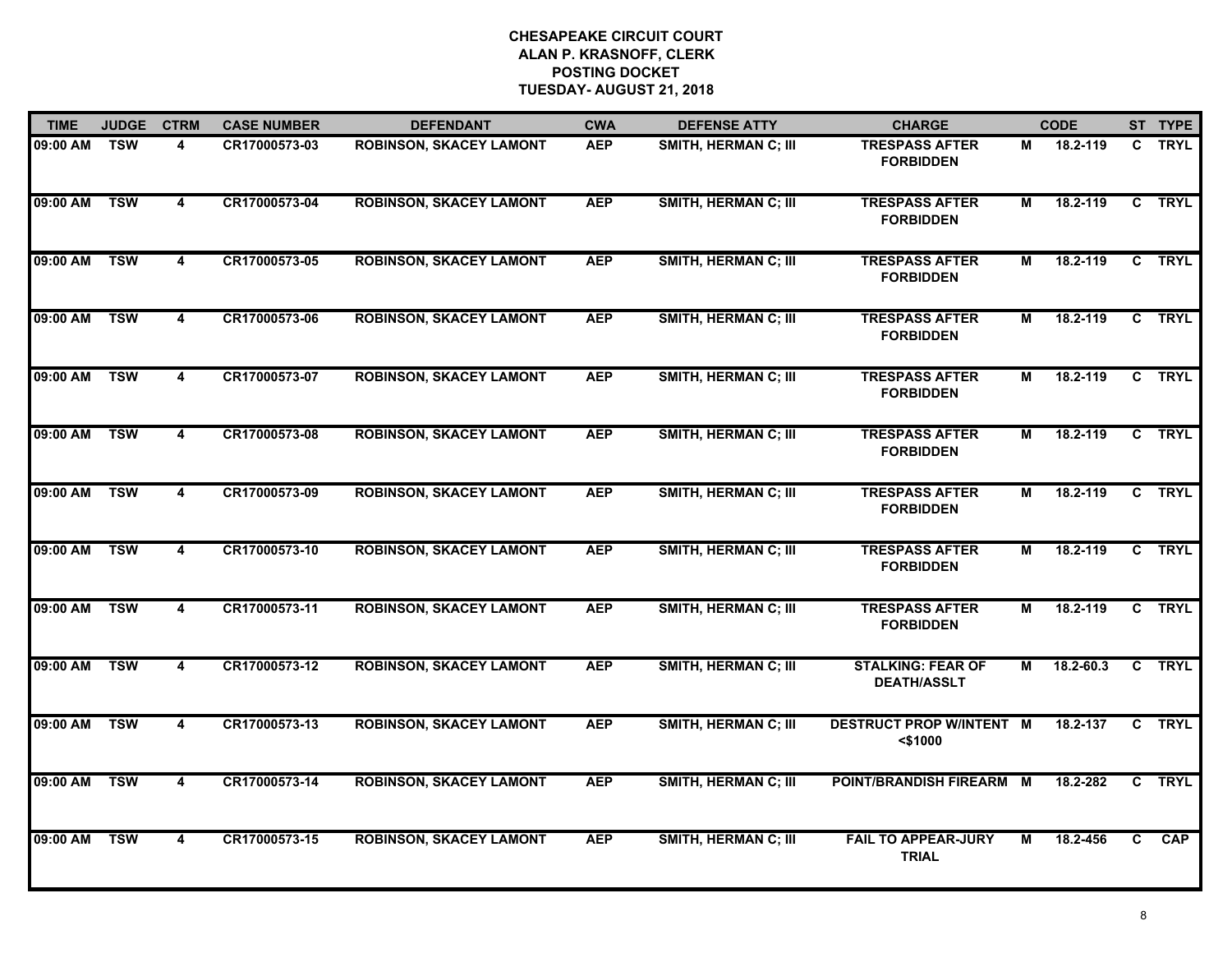**CHESAPEAKE CIRCUIT COURT**
**ALAN P. KRASNOFF, CLERK**
**POSTING DOCKET**
**TUESDAY- AUGUST 21, 2018**

| TIME | JUDGE | CTRM | CASE NUMBER | DEFENDANT | CWA | DEFENSE ATTY | CHARGE | | CODE | ST | TYPE |
|---|---|---|---|---|---|---|---|---|---|---|---|
| 09:00 AM | TSW | 4 | CR17000573-03 | ROBINSON, SKACEY LAMONT | AEP | SMITH, HERMAN C; III | TRESPASS AFTER FORBIDDEN | M | 18.2-119 | C | TRYL |
| 09:00 AM | TSW | 4 | CR17000573-04 | ROBINSON, SKACEY LAMONT | AEP | SMITH, HERMAN C; III | TRESPASS AFTER FORBIDDEN | M | 18.2-119 | C | TRYL |
| 09:00 AM | TSW | 4 | CR17000573-05 | ROBINSON, SKACEY LAMONT | AEP | SMITH, HERMAN C; III | TRESPASS AFTER FORBIDDEN | M | 18.2-119 | C | TRYL |
| 09:00 AM | TSW | 4 | CR17000573-06 | ROBINSON, SKACEY LAMONT | AEP | SMITH, HERMAN C; III | TRESPASS AFTER FORBIDDEN | M | 18.2-119 | C | TRYL |
| 09:00 AM | TSW | 4 | CR17000573-07 | ROBINSON, SKACEY LAMONT | AEP | SMITH, HERMAN C; III | TRESPASS AFTER FORBIDDEN | M | 18.2-119 | C | TRYL |
| 09:00 AM | TSW | 4 | CR17000573-08 | ROBINSON, SKACEY LAMONT | AEP | SMITH, HERMAN C; III | TRESPASS AFTER FORBIDDEN | M | 18.2-119 | C | TRYL |
| 09:00 AM | TSW | 4 | CR17000573-09 | ROBINSON, SKACEY LAMONT | AEP | SMITH, HERMAN C; III | TRESPASS AFTER FORBIDDEN | M | 18.2-119 | C | TRYL |
| 09:00 AM | TSW | 4 | CR17000573-10 | ROBINSON, SKACEY LAMONT | AEP | SMITH, HERMAN C; III | TRESPASS AFTER FORBIDDEN | M | 18.2-119 | C | TRYL |
| 09:00 AM | TSW | 4 | CR17000573-11 | ROBINSON, SKACEY LAMONT | AEP | SMITH, HERMAN C; III | TRESPASS AFTER FORBIDDEN | M | 18.2-119 | C | TRYL |
| 09:00 AM | TSW | 4 | CR17000573-12 | ROBINSON, SKACEY LAMONT | AEP | SMITH, HERMAN C; III | STALKING: FEAR OF DEATH/ASSLT | M | 18.2-60.3 | C | TRYL |
| 09:00 AM | TSW | 4 | CR17000573-13 | ROBINSON, SKACEY LAMONT | AEP | SMITH, HERMAN C; III | DESTRUCT PROP W/INTENT <$1000 | M | 18.2-137 | C | TRYL |
| 09:00 AM | TSW | 4 | CR17000573-14 | ROBINSON, SKACEY LAMONT | AEP | SMITH, HERMAN C; III | POINT/BRANDISH FIREARM | M | 18.2-282 | C | TRYL |
| 09:00 AM | TSW | 4 | CR17000573-15 | ROBINSON, SKACEY LAMONT | AEP | SMITH, HERMAN C; III | FAIL TO APPEAR-JURY TRIAL | M | 18.2-456 | C | CAP |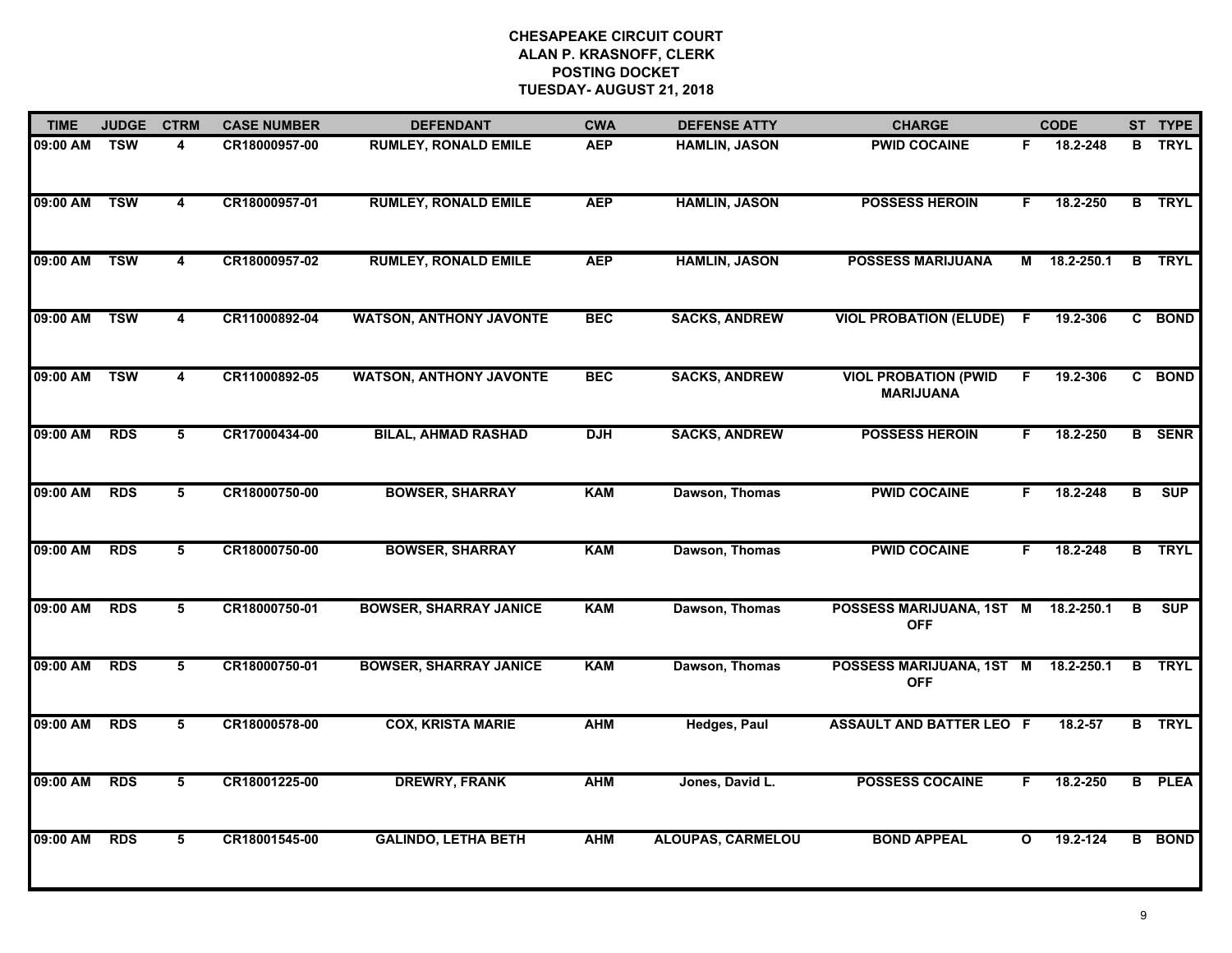# CHESAPEAKE CIRCUIT COURT
## ALAN P. KRASNOFF, CLERK
## POSTING DOCKET
## TUESDAY- AUGUST 21, 2018

| TIME | JUDGE | CTRM | CASE NUMBER | DEFENDANT | CWA | DEFENSE ATTY | CHARGE | | CODE | ST | TYPE |
|---|---|---|---|---|---|---|---|---|---|---|---|
| 09:00 AM | TSW | 4 | CR18000957-00 | RUMLEY, RONALD EMILE | AEP | HAMLIN, JASON | PWID COCAINE | F | 18.2-248 | B | TRYL |
| 09:00 AM | TSW | 4 | CR18000957-01 | RUMLEY, RONALD EMILE | AEP | HAMLIN, JASON | POSSESS HEROIN | F | 18.2-250 | B | TRYL |
| 09:00 AM | TSW | 4 | CR18000957-02 | RUMLEY, RONALD EMILE | AEP | HAMLIN, JASON | POSSESS MARIJUANA | M | 18.2-250.1 | B | TRYL |
| 09:00 AM | TSW | 4 | CR11000892-04 | WATSON, ANTHONY JAVONTE | BEC | SACKS, ANDREW | VIOL PROBATION (ELUDE) | F | 19.2-306 | C | BOND |
| 09:00 AM | TSW | 4 | CR11000892-05 | WATSON, ANTHONY JAVONTE | BEC | SACKS, ANDREW | VIOL PROBATION (PWID MARIJUANA | F | 19.2-306 | C | BOND |
| 09:00 AM | RDS | 5 | CR17000434-00 | BILAL, AHMAD RASHAD | DJH | SACKS, ANDREW | POSSESS HEROIN | F | 18.2-250 | B | SENR |
| 09:00 AM | RDS | 5 | CR18000750-00 | BOWSER, SHARRAY | KAM | Dawson, Thomas | PWID COCAINE | F | 18.2-248 | B | SUP |
| 09:00 AM | RDS | 5 | CR18000750-00 | BOWSER, SHARRAY | KAM | Dawson, Thomas | PWID COCAINE | F | 18.2-248 | B | TRYL |
| 09:00 AM | RDS | 5 | CR18000750-01 | BOWSER, SHARRAY JANICE | KAM | Dawson, Thomas | POSSESS MARIJUANA, 1ST OFF | M | 18.2-250.1 | B | SUP |
| 09:00 AM | RDS | 5 | CR18000750-01 | BOWSER, SHARRAY JANICE | KAM | Dawson, Thomas | POSSESS MARIJUANA, 1ST OFF | M | 18.2-250.1 | B | TRYL |
| 09:00 AM | RDS | 5 | CR18000578-00 | COX, KRISTA MARIE | AHM | Hedges, Paul | ASSAULT AND BATTER LEO | F | 18.2-57 | B | TRYL |
| 09:00 AM | RDS | 5 | CR18001225-00 | DREWRY, FRANK | AHM | Jones, David L. | POSSESS COCAINE | F | 18.2-250 | B | PLEA |
| 09:00 AM | RDS | 5 | CR18001545-00 | GALINDO, LETHA BETH | AHM | ALOUPAS, CARMELOU | BOND APPEAL | O | 19.2-124 | B | BOND |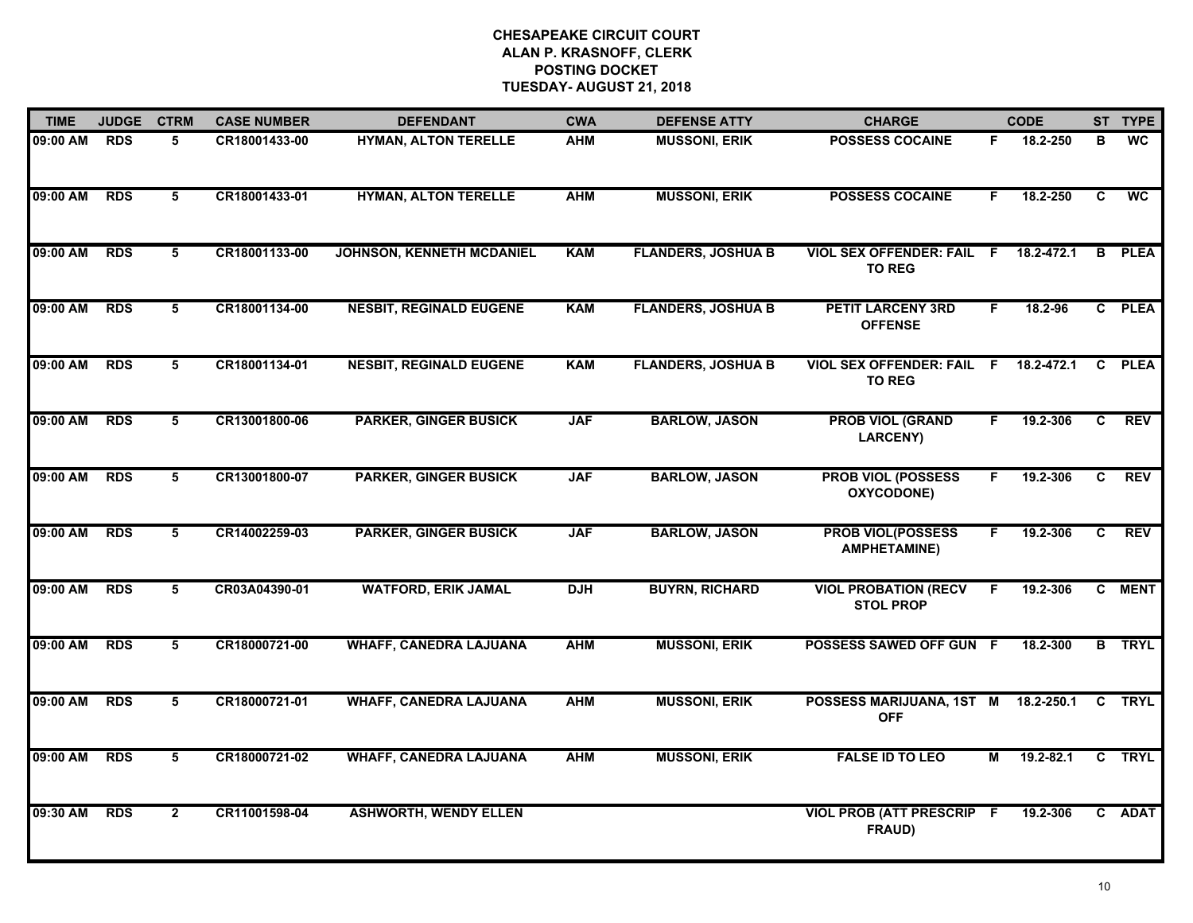# CHESAPEAKE CIRCUIT COURT
## ALAN P. KRASNOFF, CLERK
## POSTING DOCKET
## TUESDAY- AUGUST 21, 2018

| TIME | JUDGE | CTRM | CASE NUMBER | DEFENDANT | CWA | DEFENSE ATTY | CHARGE | | CODE | ST | TYPE |
|---|---|---|---|---|---|---|---|---|---|---|---|
| 09:00 AM | RDS | 5 | CR18001433-00 | HYMAN, ALTON TERELLE | AHM | MUSSONI, ERIK | POSSESS COCAINE | F | 18.2-250 | B | WC |
| 09:00 AM | RDS | 5 | CR18001433-01 | HYMAN, ALTON TERELLE | AHM | MUSSONI, ERIK | POSSESS COCAINE | F | 18.2-250 | C | WC |
| 09:00 AM | RDS | 5 | CR18001133-00 | JOHNSON, KENNETH MCDANIEL | KAM | FLANDERS, JOSHUA B | VIOL SEX OFFENDER: FAIL TO REG | F | 18.2-472.1 | B | PLEA |
| 09:00 AM | RDS | 5 | CR18001134-00 | NESBIT, REGINALD EUGENE | KAM | FLANDERS, JOSHUA B | PETIT LARCENY 3RD OFFENSE | F | 18.2-96 | C | PLEA |
| 09:00 AM | RDS | 5 | CR18001134-01 | NESBIT, REGINALD EUGENE | KAM | FLANDERS, JOSHUA B | VIOL SEX OFFENDER: FAIL TO REG | F | 18.2-472.1 | C | PLEA |
| 09:00 AM | RDS | 5 | CR13001800-06 | PARKER, GINGER BUSICK | JAF | BARLOW, JASON | PROB VIOL (GRAND LARCENY) | F | 19.2-306 | C | REV |
| 09:00 AM | RDS | 5 | CR13001800-07 | PARKER, GINGER BUSICK | JAF | BARLOW, JASON | PROB VIOL (POSSESS OXYCODONE) | F | 19.2-306 | C | REV |
| 09:00 AM | RDS | 5 | CR14002259-03 | PARKER, GINGER BUSICK | JAF | BARLOW, JASON | PROB VIOL(POSSESS AMPHETAMINE) | F | 19.2-306 | C | REV |
| 09:00 AM | RDS | 5 | CR03A04390-01 | WATFORD, ERIK JAMAL | DJH | BUYRN, RICHARD | VIOL PROBATION (RECV STOL PROP | F | 19.2-306 | C | MENT |
| 09:00 AM | RDS | 5 | CR18000721-00 | WHAFF, CANEDRA LAJUANA | AHM | MUSSONI, ERIK | POSSESS SAWED OFF GUN | F | 18.2-300 | B | TRYL |
| 09:00 AM | RDS | 5 | CR18000721-01 | WHAFF, CANEDRA LAJUANA | AHM | MUSSONI, ERIK | POSSESS MARIJUANA, 1ST OFF | M | 18.2-250.1 | C | TRYL |
| 09:00 AM | RDS | 5 | CR18000721-02 | WHAFF, CANEDRA LAJUANA | AHM | MUSSONI, ERIK | FALSE ID TO LEO | M | 19.2-82.1 | C | TRYL |
| 09:30 AM | RDS | 2 | CR11001598-04 | ASHWORTH, WENDY ELLEN | | | VIOL PROB (ATT PRESCRIP FRAUD) | F | 19.2-306 | C | ADAT |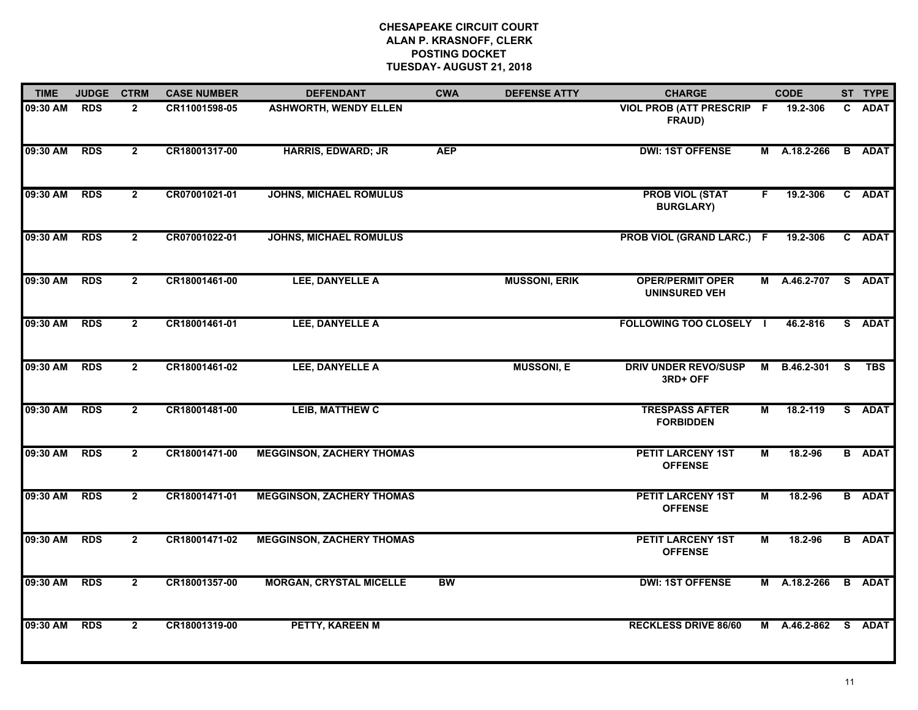# CHESAPEAKE CIRCUIT COURT
## ALAN P. KRASNOFF, CLERK
## POSTING DOCKET
## TUESDAY- AUGUST 21, 2018

| TIME | JUDGE | CTRM | CASE NUMBER | DEFENDANT | CWA | DEFENSE ATTY | CHARGE | | CODE | ST | TYPE |
|---|---|---|---|---|---|---|---|---|---|---|---|
| 09:30 AM | RDS | 2 | CR11001598-05 | ASHWORTH, WENDY ELLEN | | | VIOL PROB (ATT PRESCRIP FRAUD) | F | 19.2-306 | C | ADAT |
| 09:30 AM | RDS | 2 | CR18001317-00 | HARRIS, EDWARD; JR | AEP | | DWI: 1ST OFFENSE | M | A.18.2-266 | B | ADAT |
| 09:30 AM | RDS | 2 | CR07001021-01 | JOHNS, MICHAEL ROMULUS | | | PROB VIOL (STAT BURGLARY) | F | 19.2-306 | C | ADAT |
| 09:30 AM | RDS | 2 | CR07001022-01 | JOHNS, MICHAEL ROMULUS | | | PROB VIOL (GRAND LARC.) | F | 19.2-306 | C | ADAT |
| 09:30 AM | RDS | 2 | CR18001461-00 | LEE, DANYELLE A | | MUSSONI, ERIK | OPER/PERMIT OPER UNINSURED VEH | M | A.46.2-707 | S | ADAT |
| 09:30 AM | RDS | 2 | CR18001461-01 | LEE, DANYELLE A | | | FOLLOWING TOO CLOSELY | I | 46.2-816 | S | ADAT |
| 09:30 AM | RDS | 2 | CR18001461-02 | LEE, DANYELLE A | | MUSSONI, E | DRIV UNDER REVO/SUSP 3RD+ OFF | M | B.46.2-301 | S | TBS |
| 09:30 AM | RDS | 2 | CR18001481-00 | LEIB, MATTHEW C | | | TRESPASS AFTER FORBIDDEN | M | 18.2-119 | S | ADAT |
| 09:30 AM | RDS | 2 | CR18001471-00 | MEGGINSON, ZACHERY THOMAS | | | PETIT LARCENY 1ST OFFENSE | M | 18.2-96 | B | ADAT |
| 09:30 AM | RDS | 2 | CR18001471-01 | MEGGINSON, ZACHERY THOMAS | | | PETIT LARCENY 1ST OFFENSE | M | 18.2-96 | B | ADAT |
| 09:30 AM | RDS | 2 | CR18001471-02 | MEGGINSON, ZACHERY THOMAS | | | PETIT LARCENY 1ST OFFENSE | M | 18.2-96 | B | ADAT |
| 09:30 AM | RDS | 2 | CR18001357-00 | MORGAN, CRYSTAL MICELLE | BW | | DWI: 1ST OFFENSE | M | A.18.2-266 | B | ADAT |
| 09:30 AM | RDS | 2 | CR18001319-00 | PETTY, KAREEN M | | | RECKLESS DRIVE 86/60 | M | A.46.2-862 | S | ADAT |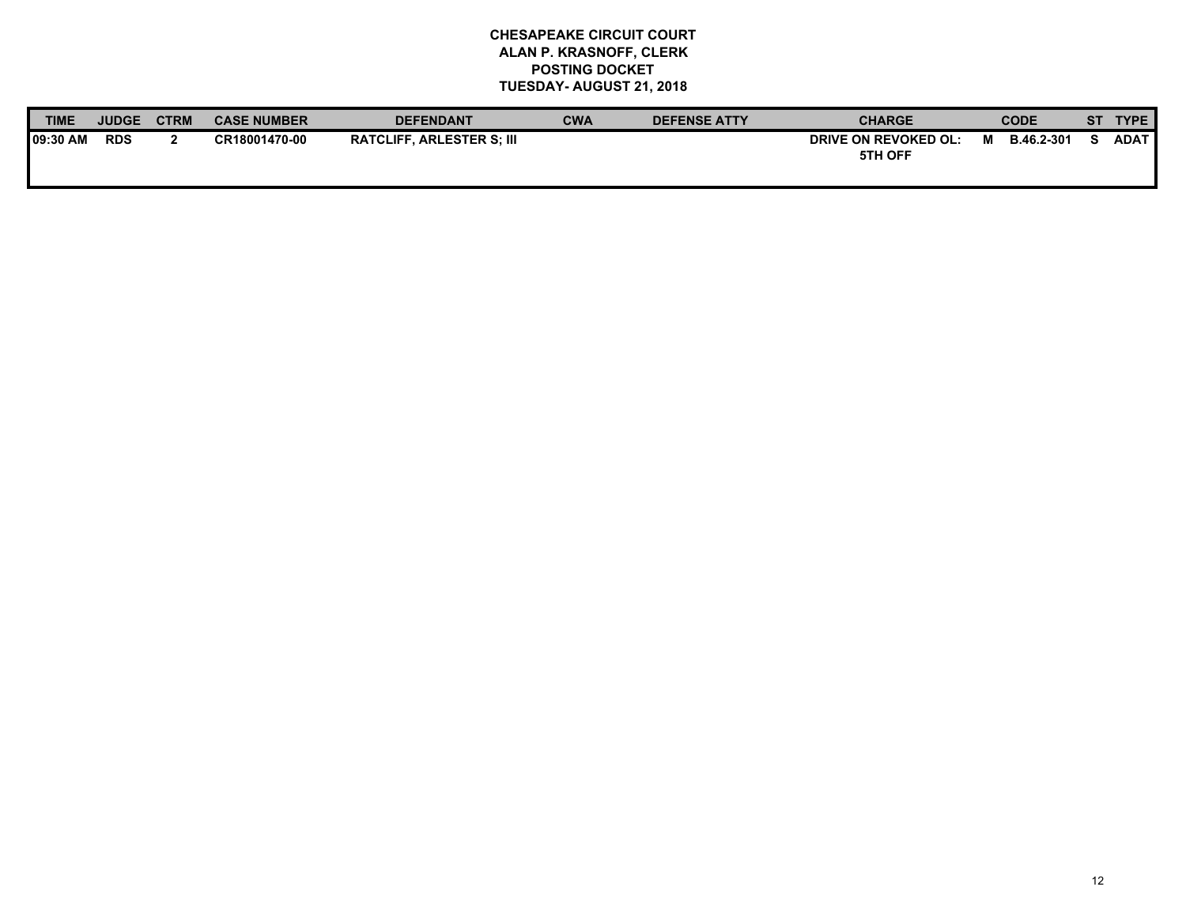**CHESAPEAKE CIRCUIT COURT**
**ALAN P. KRASNOFF, CLERK**
**POSTING DOCKET**
**TUESDAY- AUGUST 21, 2018**

| TIME | JUDGE | CTRM | CASE NUMBER | DEFENDANT | CWA | DEFENSE ATTY | CHARGE | | CODE | ST | TYPE |
|---|---|---|---|---|---|---|---|---|---|---|---|
| 09:30 AM | RDS | 2 | CR18001470-00 | RATCLIFF, ARLESTER S; III | | | DRIVE ON REVOKED OL: 5TH OFF | M | B.46.2-301 | S | ADAT |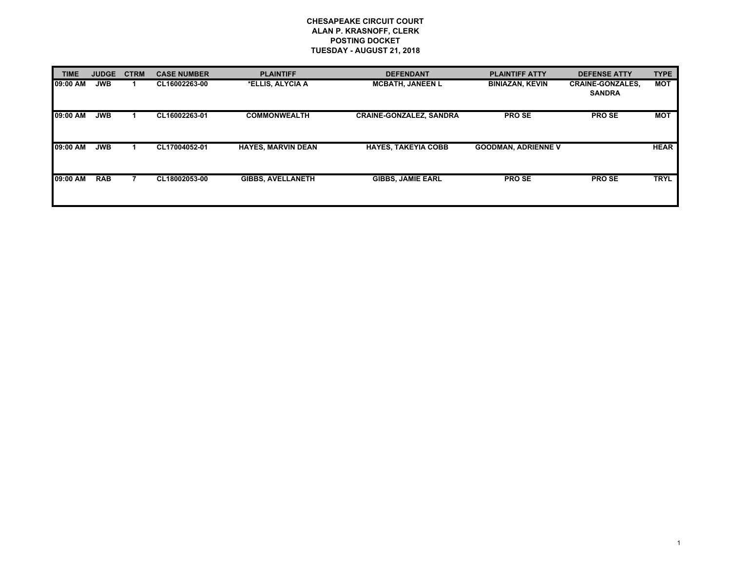**CHESAPEAKE CIRCUIT COURT**
**ALAN P. KRASNOFF, CLERK**
**POSTING DOCKET**
**TUESDAY - AUGUST 21, 2018**

| TIME | JUDGE | CTRM | CASE NUMBER | PLAINTIFF | DEFENDANT | PLAINTIFF ATTY | DEFENSE ATTY | TYPE |
|---|---|---|---|---|---|---|---|---|
| 09:00 AM | JWB | 1 | CL16002263-00 | *ELLIS, ALYCIA A | MCBATH, JANEEN L | BINIAZAN, KEVIN | CRAINE-GONZALES, SANDRA | MOT |
| 09:00 AM | JWB | 1 | CL16002263-01 | COMMONWEALTH | CRAINE-GONZALEZ, SANDRA | PRO SE | PRO SE | MOT |
| 09:00 AM | JWB | 1 | CL17004052-01 | HAYES, MARVIN DEAN | HAYES, TAKEYIA COBB | GOODMAN, ADRIENNE V | | HEAR |
| 09:00 AM | RAB | 7 | CL18002053-00 | GIBBS, AVELLANETH | GIBBS, JAMIE EARL | PRO SE | PRO SE | TRYL |